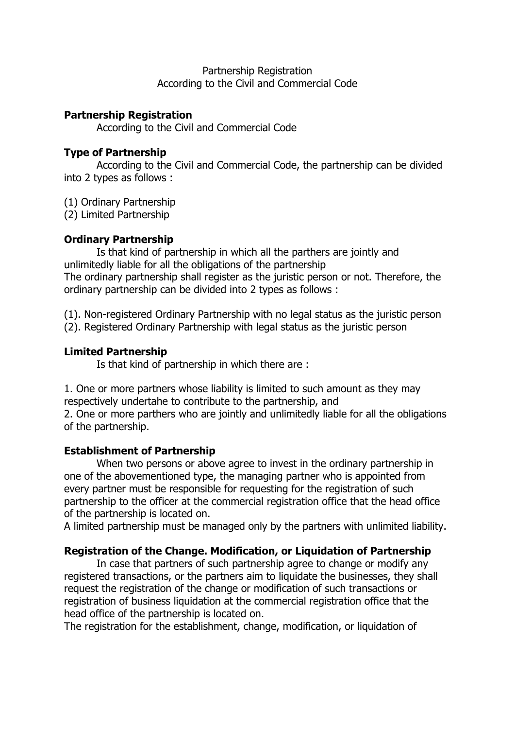Partnership Registration
According to the Civil and Commercial Code

## Partnership Registration

According to the Civil and Commercial Code

## Type of Partnership

According to the Civil and Commercial Code, the partnership can be divided into 2 types as follows :

(1) Ordinary Partnership
(2) Limited Partnership

## Ordinary Partnership

Is that kind of partnership in which all the parthers are jointly and unlimitedly liable for all the obligations of the partnership
The ordinary partnership shall register as the juristic person or not. Therefore, the ordinary partnership can be divided into 2 types as follows :

(1). Non-registered Ordinary Partnership with no legal status as the juristic person
(2). Registered Ordinary Partnership with legal status as the juristic person

## Limited Partnership

Is that kind of partnership in which there are :

1. One or more partners whose liability is limited to such amount as they may respectively undertahe to contribute to the partnership, and
2. One or more parthers who are jointly and unlimitedly liable for all the obligations of the partnership.

## Establishment of Partnership

When two persons or above agree to invest in the ordinary partnership in one of the abovementioned type, the managing partner who is appointed from every partner must be responsible for requesting for the registration of such partnership to the officer at the commercial registration office that the head office of the partnership is located on.
A limited partnership must be managed only by the partners with unlimited liability.

## Registration of the Change. Modification, or Liquidation of Partnership

In case that partners of such partnership agree to change or modify any registered transactions, or the partners aim to liquidate the businesses, they shall request the registration of the change or modification of such transactions or registration of business liquidation at the commercial registration office that the head office of the partnership is located on.
The registration for the establishment, change, modification, or liquidation of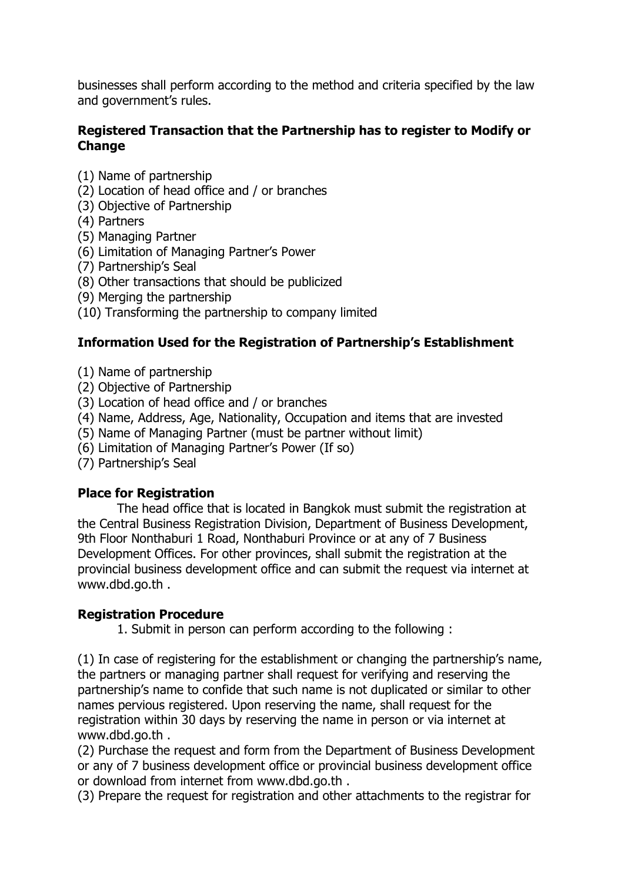businesses shall perform according to the method and criteria specified by the law and government's rules.

### Registered Transaction that the Partnership has to register to Modify or Change

(1) Name of partnership
(2) Location of head office and / or branches
(3) Objective of Partnership
(4) Partners
(5) Managing Partner
(6) Limitation of Managing Partner's Power
(7) Partnership's Seal
(8) Other transactions that should be publicized
(9) Merging the partnership
(10) Transforming the partnership to company limited

### Information Used for the Registration of Partnership's Establishment

(1) Name of partnership
(2) Objective of Partnership
(3) Location of head office and / or branches
(4) Name, Address, Age, Nationality, Occupation and items that are invested
(5) Name of Managing Partner (must be partner without limit)
(6) Limitation of Managing Partner's Power (If so)
(7) Partnership's Seal

### Place for Registration

The head office that is located in Bangkok must submit the registration at the Central Business Registration Division, Department of Business Development, 9th Floor Nonthaburi 1 Road, Nonthaburi Province or at any of 7 Business Development Offices. For other provinces, shall submit the registration at the provincial business development office and can submit the request via internet at www.dbd.go.th .

### Registration Procedure

1. Submit in person can perform according to the following :

(1) In case of registering for the establishment or changing the partnership's name, the partners or managing partner shall request for verifying and reserving the partnership's name to confide that such name is not duplicated or similar to other names pervious registered. Upon reserving the name, shall request for the registration within 30 days by reserving the name in person or via internet at www.dbd.go.th .
(2) Purchase the request and form from the Department of Business Development or any of 7 business development office or provincial business development office or download from internet from www.dbd.go.th .
(3) Prepare the request for registration and other attachments to the registrar for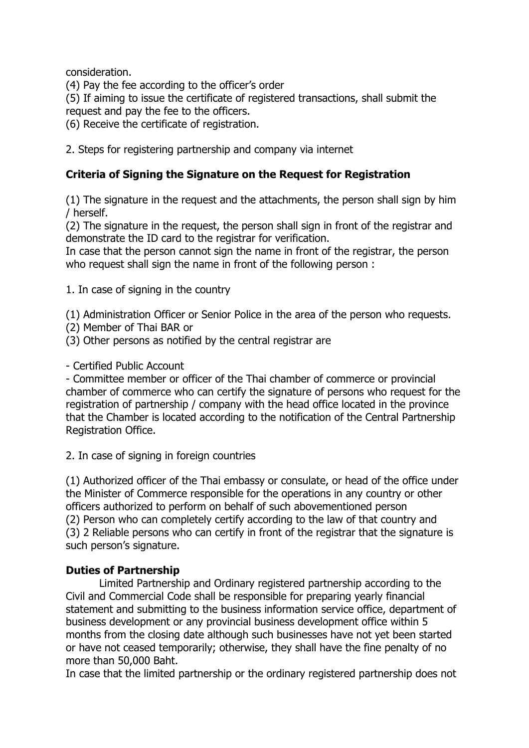consideration.

(4) Pay the fee according to the officer's order

(5) If aiming to issue the certificate of registered transactions, shall submit the request and pay the fee to the officers.

(6) Receive the certificate of registration.

2. Steps for registering partnership and company via internet

**Criteria of Signing the Signature on the Request for Registration**

(1) The signature in the request and the attachments, the person shall sign by him / herself.

(2) The signature in the request, the person shall sign in front of the registrar and demonstrate the ID card to the registrar for verification.

In case that the person cannot sign the name in front of the registrar, the person who request shall sign the name in front of the following person :

1. In case of signing in the country

(1) Administration Officer or Senior Police in the area of the person who requests.

(2) Member of Thai BAR or

(3) Other persons as notified by the central registrar are

- Certified Public Account
- Committee member or officer of the Thai chamber of commerce or provincial chamber of commerce who can certify the signature of persons who request for the registration of partnership / company with the head office located in the province that the Chamber is located according to the notification of the Central Partnership Registration Office.

2. In case of signing in foreign countries

(1) Authorized officer of the Thai embassy or consulate, or head of the office under the Minister of Commerce responsible for the operations in any country or other officers authorized to perform on behalf of such abovementioned person

(2) Person who can completely certify according to the law of that country and

(3) 2 Reliable persons who can certify in front of the registrar that the signature is such person's signature.

**Duties of Partnership**

Limited Partnership and Ordinary registered partnership according to the Civil and Commercial Code shall be responsible for preparing yearly financial statement and submitting to the business information service office, department of business development or any provincial business development office within 5 months from the closing date although such businesses have not yet been started or have not ceased temporarily; otherwise, they shall have the fine penalty of no more than 50,000 Baht.

In case that the limited partnership or the ordinary registered partnership does not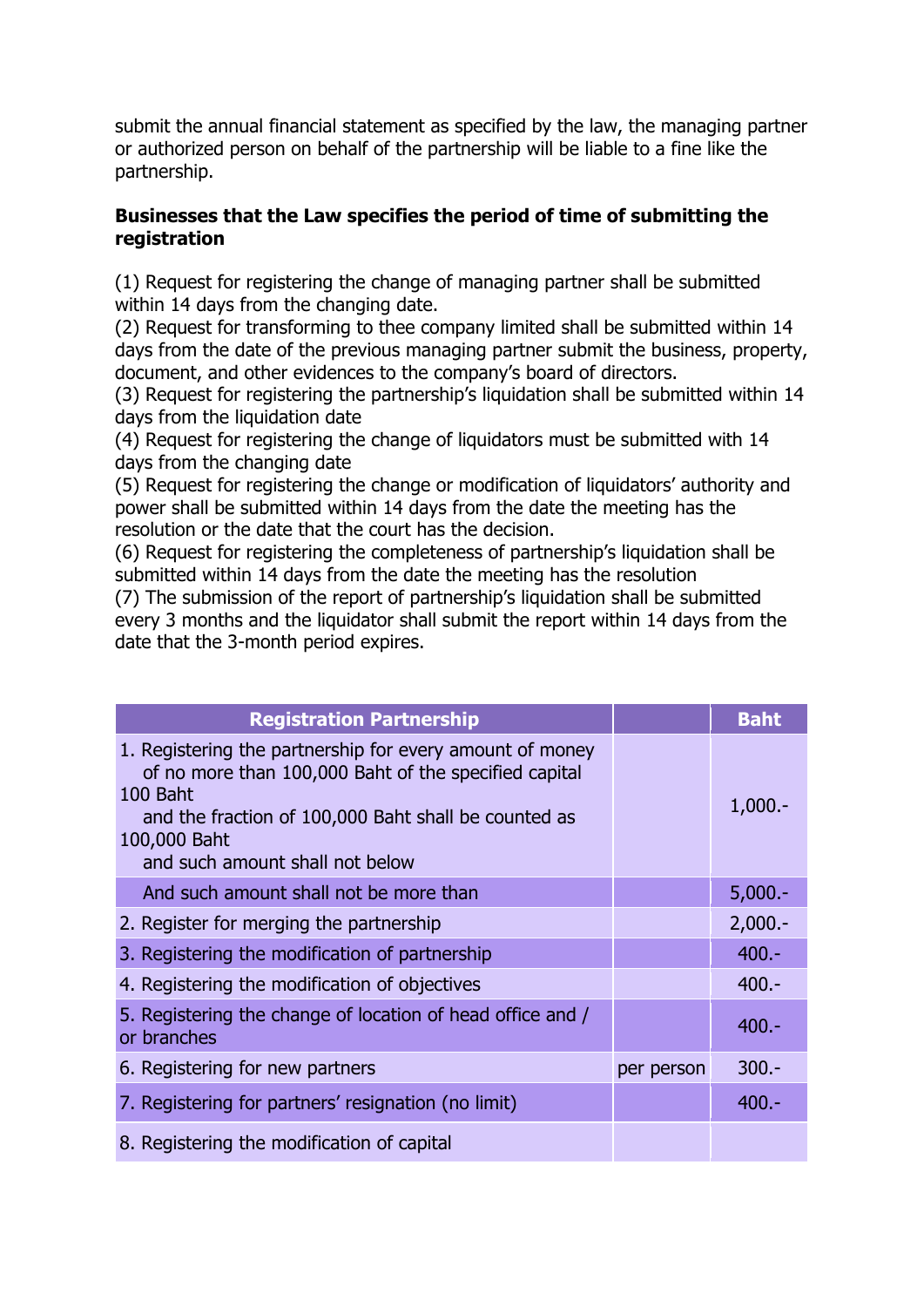submit the annual financial statement as specified by the law, the managing partner or authorized person on behalf of the partnership will be liable to a fine like the partnership.

**Businesses that the Law specifies the period of time of submitting the registration**

(1) Request for registering the change of managing partner shall be submitted within 14 days from the changing date.
(2) Request for transforming to thee company limited shall be submitted within 14 days from the date of the previous managing partner submit the business, property, document, and other evidences to the company's board of directors.
(3) Request for registering the partnership's liquidation shall be submitted within 14 days from the liquidation date
(4) Request for registering the change of liquidators must be submitted with 14 days from the changing date
(5) Request for registering the change or modification of liquidators' authority and power shall be submitted within 14 days from the date the meeting has the resolution or the date that the court has the decision.
(6) Request for registering the completeness of partnership's liquidation shall be submitted within 14 days from the date the meeting has the resolution
(7) The submission of the report of partnership's liquidation shall be submitted every 3 months and the liquidator shall submit the report within 14 days from the date that the 3-month period expires.

| Registration Partnership | | Baht |
|---|---|---|
| 1. Registering the partnership for every amount of money of no more than 100,000 Baht of the specified capital 100 Baht and the fraction of 100,000 Baht shall be counted as 100,000 Baht and such amount shall not below | | 1,000.- |
| And such amount shall not be more than | | 5,000.- |
| 2. Register for merging the partnership | | 2,000.- |
| 3. Registering the modification of partnership | | 400.- |
| 4. Registering the modification of objectives | | 400.- |
| 5. Registering the change of location of head office and / or branches | | 400.- |
| 6. Registering for new partners | per person | 300.- |
| 7. Registering for partners' resignation (no limit) | | 400.- |
| 8. Registering the modification of capital | | |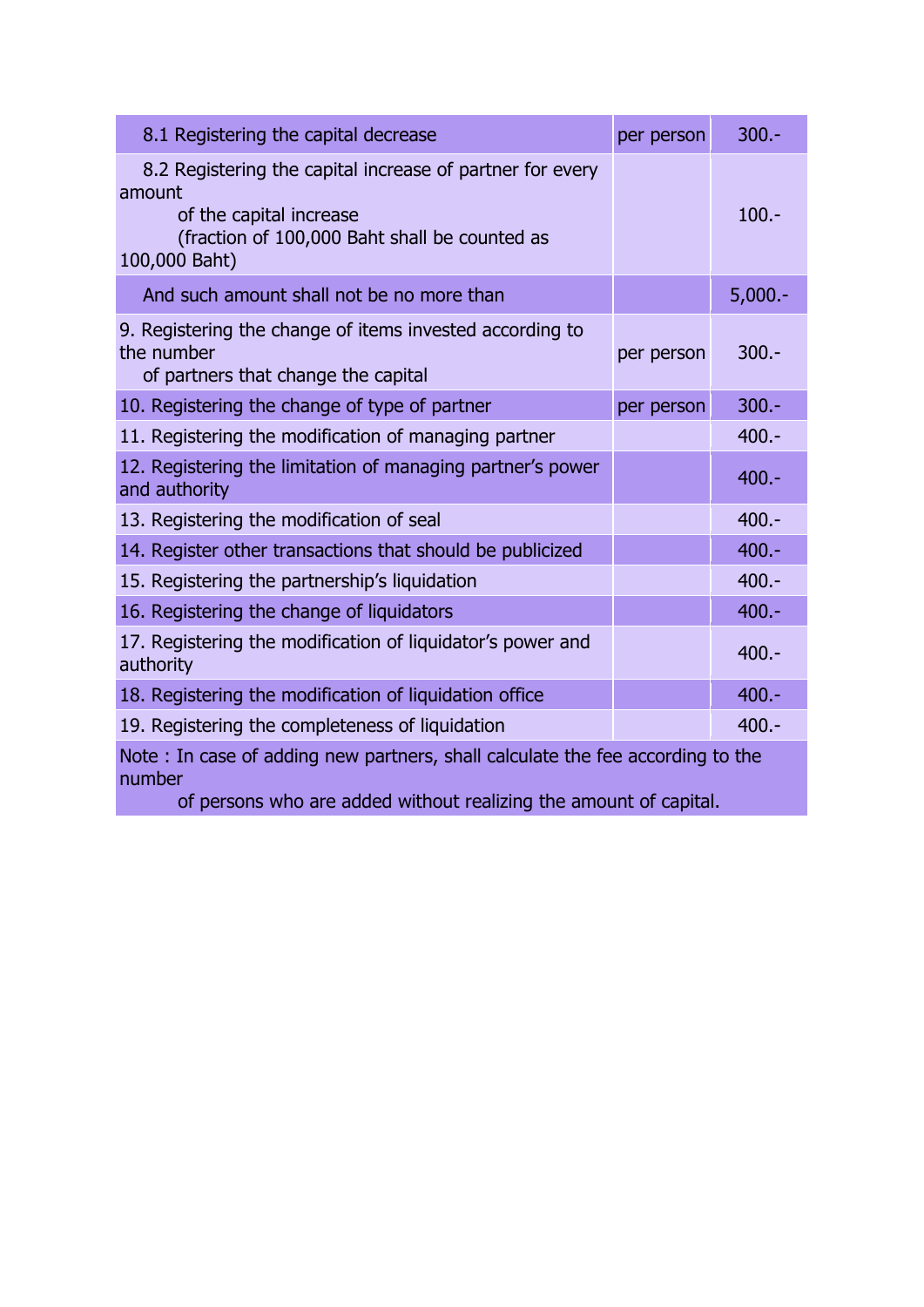| | | |
|---|---|---|
| 8.1 Registering the capital decrease | per person | 300.- |
| 8.2 Registering the capital increase of partner for every amount of the capital increase (fraction of 100,000 Baht shall be counted as 100,000 Baht) | | 100.- |
| And such amount shall not be no more than | | 5,000.- |
| 9. Registering the change of items invested according to the number of partners that change the capital | per person | 300.- |
| 10. Registering the change of type of partner | per person | 300.- |
| 11. Registering the modification of managing partner | | 400.- |
| 12. Registering the limitation of managing partner's power and authority | | 400.- |
| 13. Registering the modification of seal | | 400.- |
| 14. Register other transactions that should be publicized | | 400.- |
| 15. Registering the partnership's liquidation | | 400.- |
| 16. Registering the change of liquidators | | 400.- |
| 17. Registering the modification of liquidator's power and authority | | 400.- |
| 18. Registering the modification of liquidation office | | 400.- |
| 19. Registering the completeness of liquidation | | 400.- |

Note : In case of adding new partners, shall calculate the fee according to the number of persons who are added without realizing the amount of capital.